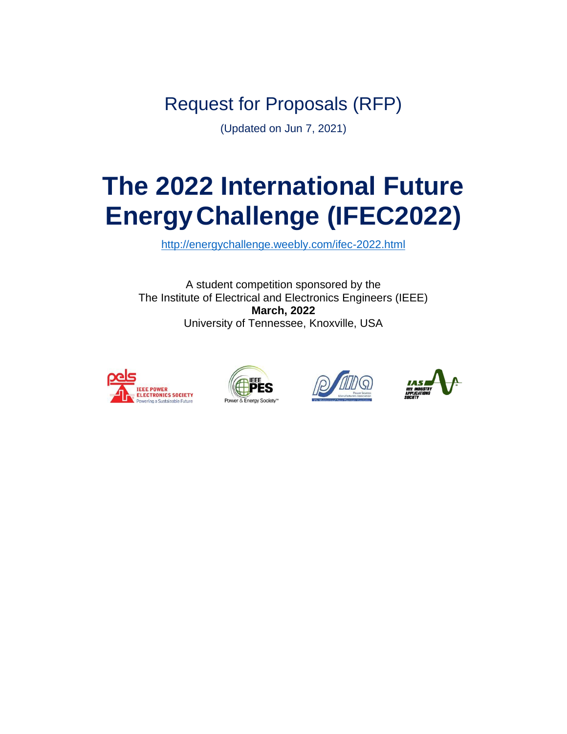Request for Proposals (RFP)

(Updated on Jun 7, 2021)

# The 2022 International Future Energy Challenge (IFEC2022)

http://energychallenge.weebly.com/ifec-2022.html

A student competition sponsored by the
The Institute of Electrical and Electronics Engineers (IEEE)
**March, 2022**
University of Tennessee, Knoxville, USA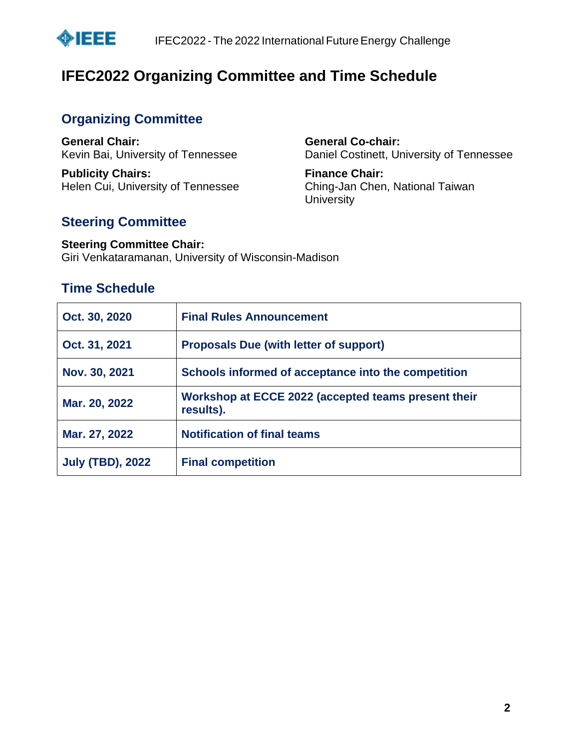# IFEC2022 Organizing Committee and Time Schedule

## Organizing Committee

**General Chair:**
Kevin Bai, University of Tennessee

**General Co-chair:**
Daniel Costinett, University of Tennessee

**Publicity Chairs:**
Helen Cui, University of Tennessee

**Finance Chair:**
Ching-Jan Chen, National Taiwan University

## Steering Committee

**Steering Committee Chair:**
Giri Venkataramanan, University of Wisconsin-Madison

## Time Schedule

| | |
|---|---|
| **Oct. 30, 2020** | **Final Rules Announcement** |
| **Oct. 31, 2021** | **Proposals Due (with letter of support)** |
| **Nov. 30, 2021** | **Schools informed of acceptance into the competition** |
| **Mar. 20, 2022** | **Workshop at ECCE 2022 (accepted teams present their results).** |
| **Mar. 27, 2022** | **Notification of final teams** |
| **July (TBD), 2022** | **Final competition** |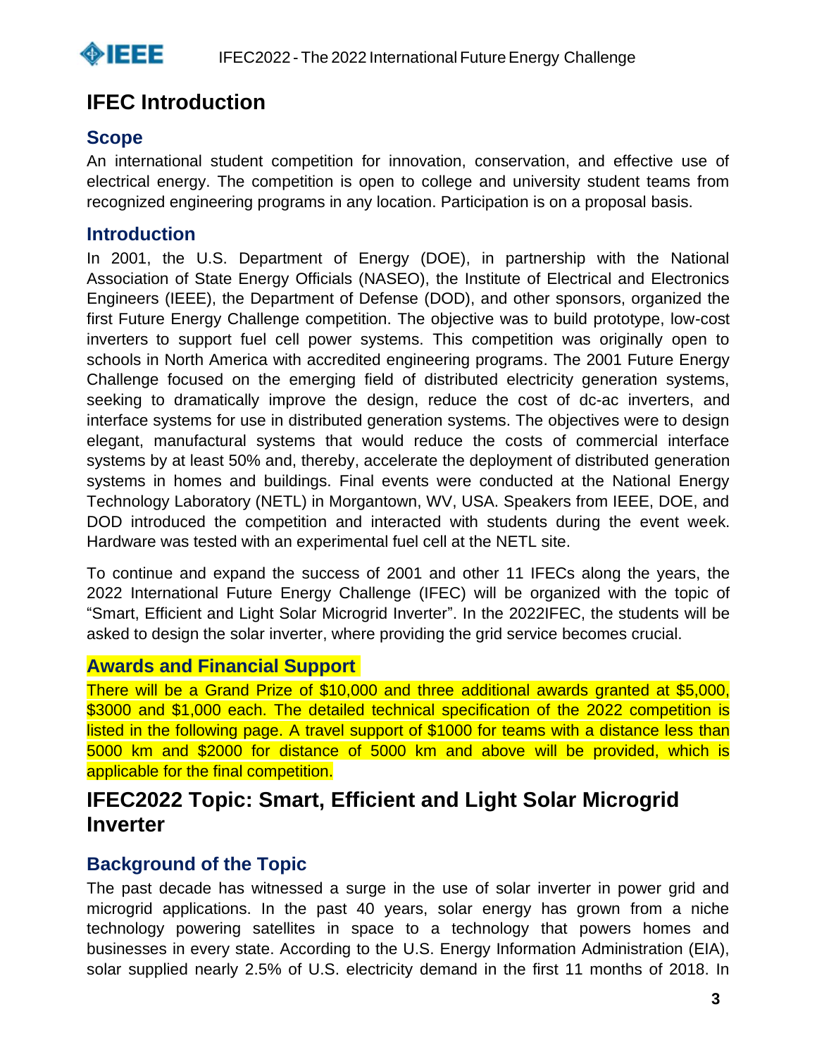# IFEC Introduction

## Scope

An international student competition for innovation, conservation, and effective use of electrical energy. The competition is open to college and university student teams from recognized engineering programs in any location. Participation is on a proposal basis.

## Introduction

In 2001, the U.S. Department of Energy (DOE), in partnership with the National Association of State Energy Officials (NASEO), the Institute of Electrical and Electronics Engineers (IEEE), the Department of Defense (DOD), and other sponsors, organized the first Future Energy Challenge competition. The objective was to build prototype, low-cost inverters to support fuel cell power systems. This competition was originally open to schools in North America with accredited engineering programs. The 2001 Future Energy Challenge focused on the emerging field of distributed electricity generation systems, seeking to dramatically improve the design, reduce the cost of dc-ac inverters, and interface systems for use in distributed generation systems. The objectives were to design elegant, manufactural systems that would reduce the costs of commercial interface systems by at least 50% and, thereby, accelerate the deployment of distributed generation systems in homes and buildings. Final events were conducted at the National Energy Technology Laboratory (NETL) in Morgantown, WV, USA. Speakers from IEEE, DOE, and DOD introduced the competition and interacted with students during the event week. Hardware was tested with an experimental fuel cell at the NETL site.

To continue and expand the success of 2001 and other 11 IFECs along the years, the 2022 International Future Energy Challenge (IFEC) will be organized with the topic of "Smart, Efficient and Light Solar Microgrid Inverter". In the 2022IFEC, the students will be asked to design the solar inverter, where providing the grid service becomes crucial.

## Awards and Financial Support

There will be a Grand Prize of $10,000 and three additional awards granted at $5,000, $3000 and $1,000 each. The detailed technical specification of the 2022 competition is listed in the following page. A travel support of $1000 for teams with a distance less than 5000 km and $2000 for distance of 5000 km and above will be provided, which is applicable for the final competition.

# IFEC2022 Topic: Smart, Efficient and Light Solar Microgrid Inverter

## Background of the Topic

The past decade has witnessed a surge in the use of solar inverter in power grid and microgrid applications. In the past 40 years, solar energy has grown from a niche technology powering satellites in space to a technology that powers homes and businesses in every state. According to the U.S. Energy Information Administration (EIA), solar supplied nearly 2.5% of U.S. electricity demand in the first 11 months of 2018. In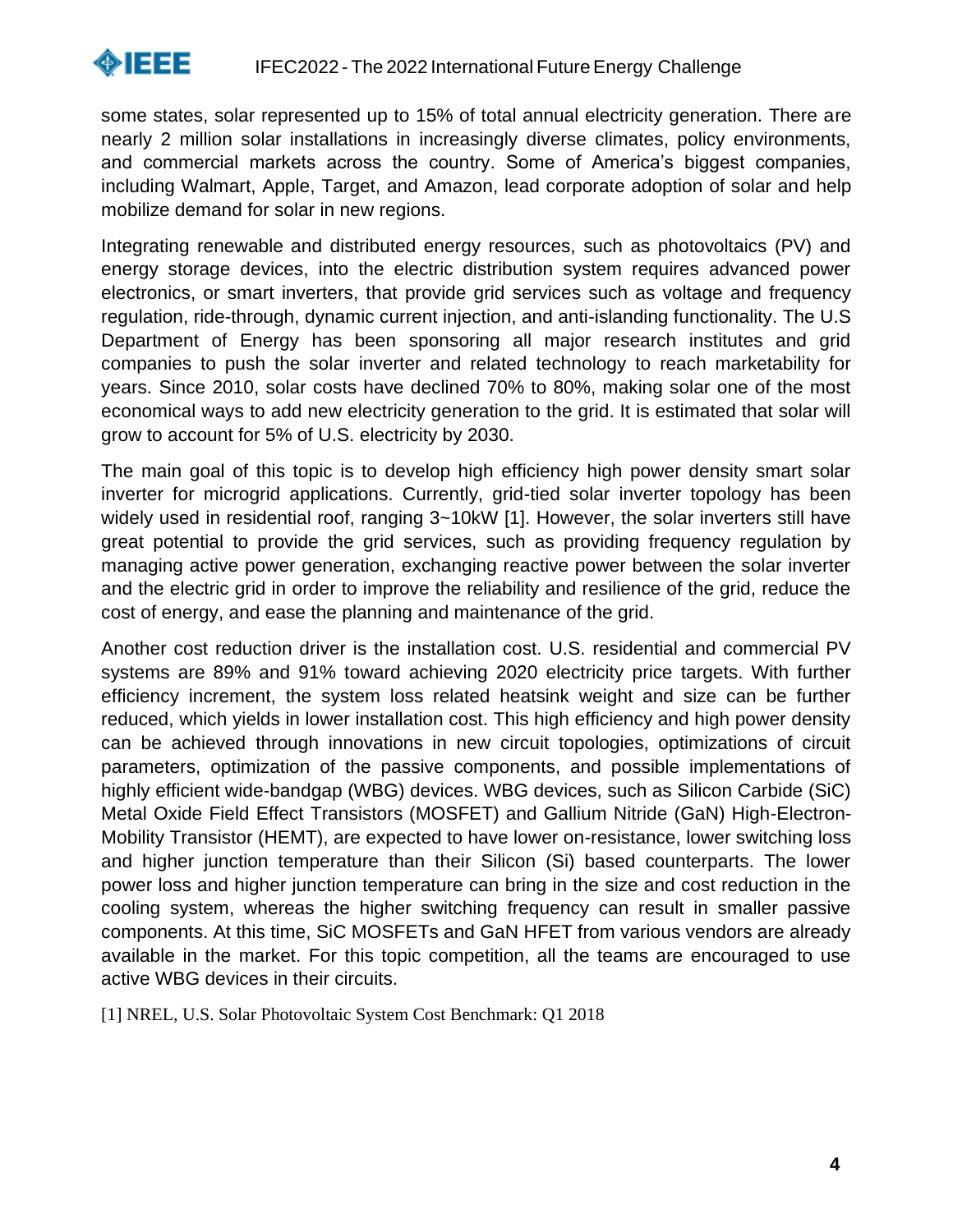some states, solar represented up to 15% of total annual electricity generation. There are nearly 2 million solar installations in increasingly diverse climates, policy environments, and commercial markets across the country. Some of America's biggest companies, including Walmart, Apple, Target, and Amazon, lead corporate adoption of solar and help mobilize demand for solar in new regions.

Integrating renewable and distributed energy resources, such as photovoltaics (PV) and energy storage devices, into the electric distribution system requires advanced power electronics, or smart inverters, that provide grid services such as voltage and frequency regulation, ride-through, dynamic current injection, and anti-islanding functionality. The U.S Department of Energy has been sponsoring all major research institutes and grid companies to push the solar inverter and related technology to reach marketability for years. Since 2010, solar costs have declined 70% to 80%, making solar one of the most economical ways to add new electricity generation to the grid. It is estimated that solar will grow to account for 5% of U.S. electricity by 2030.

The main goal of this topic is to develop high efficiency high power density smart solar inverter for microgrid applications. Currently, grid-tied solar inverter topology has been widely used in residential roof, ranging 3~10kW [1]. However, the solar inverters still have great potential to provide the grid services, such as providing frequency regulation by managing active power generation, exchanging reactive power between the solar inverter and the electric grid in order to improve the reliability and resilience of the grid, reduce the cost of energy, and ease the planning and maintenance of the grid.

Another cost reduction driver is the installation cost. U.S. residential and commercial PV systems are 89% and 91% toward achieving 2020 electricity price targets. With further efficiency increment, the system loss related heatsink weight and size can be further reduced, which yields in lower installation cost. This high efficiency and high power density can be achieved through innovations in new circuit topologies, optimizations of circuit parameters, optimization of the passive components, and possible implementations of highly efficient wide-bandgap (WBG) devices. WBG devices, such as Silicon Carbide (SiC) Metal Oxide Field Effect Transistors (MOSFET) and Gallium Nitride (GaN) High-Electron-Mobility Transistor (HEMT), are expected to have lower on-resistance, lower switching loss and higher junction temperature than their Silicon (Si) based counterparts. The lower power loss and higher junction temperature can bring in the size and cost reduction in the cooling system, whereas the higher switching frequency can result in smaller passive components. At this time, SiC MOSFETs and GaN HFET from various vendors are already available in the market. For this topic competition, all the teams are encouraged to use active WBG devices in their circuits.

[1] NREL, U.S. Solar Photovoltaic System Cost Benchmark: Q1 2018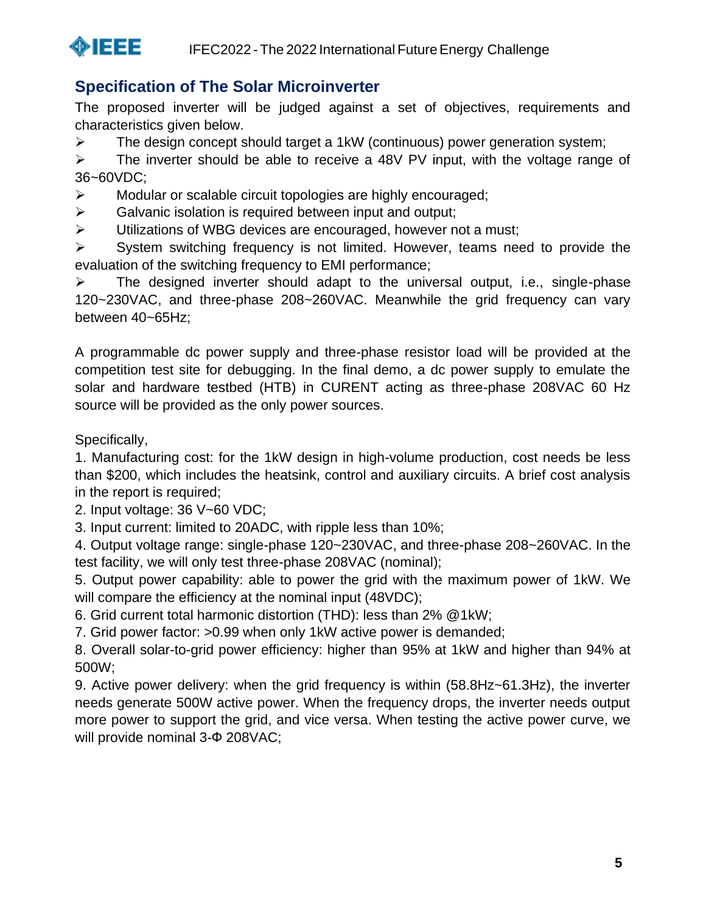## Specification of The Solar Microinverter

The proposed inverter will be judged against a set of objectives, requirements and characteristics given below.

- The design concept should target a 1kW (continuous) power generation system;
- The inverter should be able to receive a 48V PV input, with the voltage range of 36~60VDC;
- Modular or scalable circuit topologies are highly encouraged;
- Galvanic isolation is required between input and output;
- Utilizations of WBG devices are encouraged, however not a must;
- System switching frequency is not limited. However, teams need to provide the evaluation of the switching frequency to EMI performance;
- The designed inverter should adapt to the universal output, i.e., single-phase 120~230VAC, and three-phase 208~260VAC. Meanwhile the grid frequency can vary between 40~65Hz;

A programmable dc power supply and three-phase resistor load will be provided at the competition test site for debugging. In the final demo, a dc power supply to emulate the solar and hardware testbed (HTB) in CURENT acting as three-phase 208VAC 60 Hz source will be provided as the only power sources.

Specifically,

1. Manufacturing cost: for the 1kW design in high-volume production, cost needs be less than \$200, which includes the heatsink, control and auxiliary circuits. A brief cost analysis in the report is required;
2. Input voltage: 36 V~60 VDC;
3. Input current: limited to 20ADC, with ripple less than 10%;
4. Output voltage range: single-phase 120~230VAC, and three-phase 208~260VAC. In the test facility, we will only test three-phase 208VAC (nominal);
5. Output power capability: able to power the grid with the maximum power of 1kW. We will compare the efficiency at the nominal input (48VDC);
6. Grid current total harmonic distortion (THD): less than 2% @1kW;
7. Grid power factor: >0.99 when only 1kW active power is demanded;
8. Overall solar-to-grid power efficiency: higher than 95% at 1kW and higher than 94% at 500W;
9. Active power delivery: when the grid frequency is within (58.8Hz~61.3Hz), the inverter needs generate 500W active power. When the frequency drops, the inverter needs output more power to support the grid, and vice versa. When testing the active power curve, we will provide nominal 3-Φ 208VAC;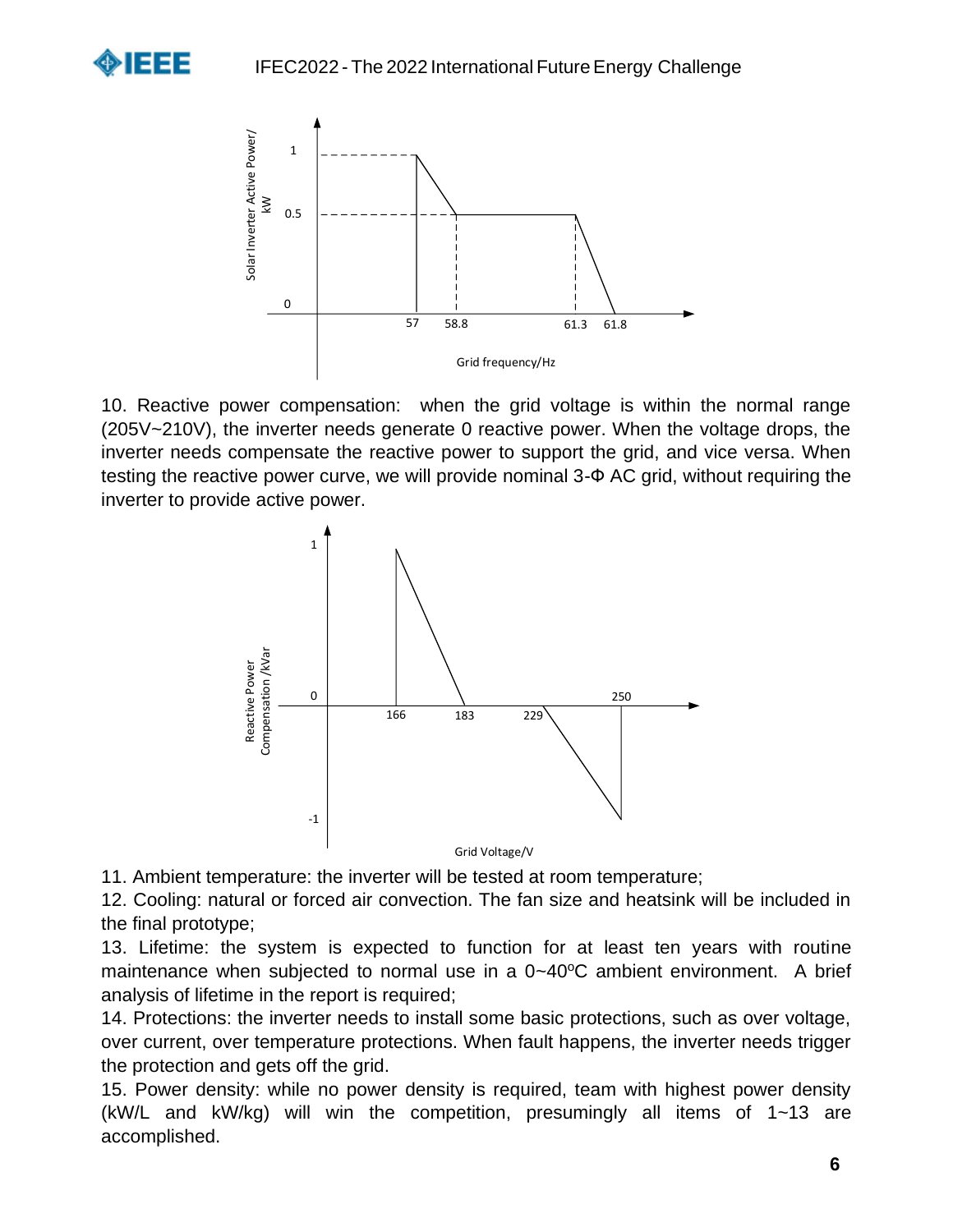10. Reactive power compensation: when the grid voltage is within the normal range (205V~210V), the inverter needs generate 0 reactive power. When the voltage drops, the inverter needs compensate the reactive power to support the grid, and vice versa. When testing the reactive power curve, we will provide nominal 3-Φ AC grid, without requiring the inverter to provide active power.

11. Ambient temperature: the inverter will be tested at room temperature;

12. Cooling: natural or forced air convection. The fan size and heatsink will be included in the final prototype;

13. Lifetime: the system is expected to function for at least ten years with routine maintenance when subjected to normal use in a 0~40ºC ambient environment. A brief analysis of lifetime in the report is required;

14. Protections: the inverter needs to install some basic protections, such as over voltage, over current, over temperature protections. When fault happens, the inverter needs trigger the protection and gets off the grid.

15. Power density: while no power density is required, team with highest power density (kW/L and kW/kg) will win the competition, presumingly all items of 1~13 are accomplished.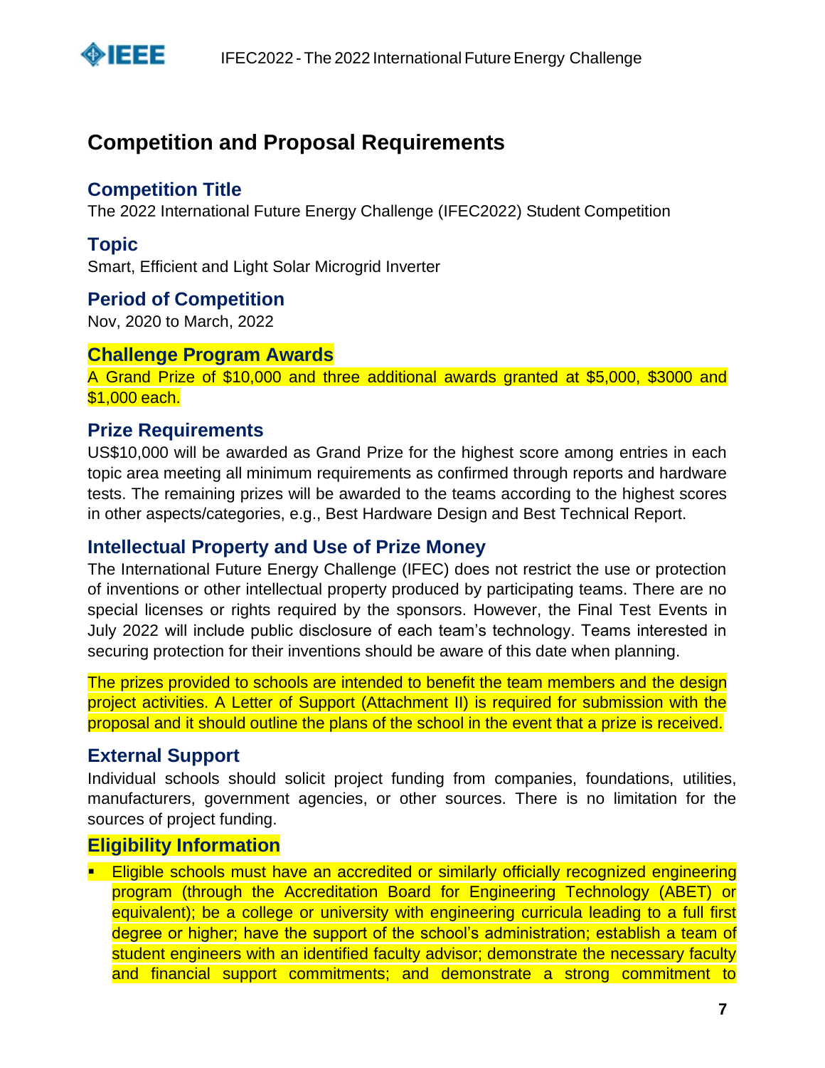# Competition and Proposal Requirements

## Competition Title

The 2022 International Future Energy Challenge (IFEC2022) Student Competition

## Topic

Smart, Efficient and Light Solar Microgrid Inverter

## Period of Competition

Nov, 2020 to March, 2022

## Challenge Program Awards

A Grand Prize of $10,000 and three additional awards granted at $5,000, $3000 and $1,000 each.

## Prize Requirements

US$10,000 will be awarded as Grand Prize for the highest score among entries in each topic area meeting all minimum requirements as confirmed through reports and hardware tests. The remaining prizes will be awarded to the teams according to the highest scores in other aspects/categories, e.g., Best Hardware Design and Best Technical Report.

## Intellectual Property and Use of Prize Money

The International Future Energy Challenge (IFEC) does not restrict the use or protection of inventions or other intellectual property produced by participating teams. There are no special licenses or rights required by the sponsors. However, the Final Test Events in July 2022 will include public disclosure of each team's technology. Teams interested in securing protection for their inventions should be aware of this date when planning.

The prizes provided to schools are intended to benefit the team members and the design project activities. A Letter of Support (Attachment II) is required for submission with the proposal and it should outline the plans of the school in the event that a prize is received.

## External Support

Individual schools should solicit project funding from companies, foundations, utilities, manufacturers, government agencies, or other sources. There is no limitation for the sources of project funding.

## Eligibility Information

- Eligible schools must have an accredited or similarly officially recognized engineering program (through the Accreditation Board for Engineering Technology (ABET) or equivalent); be a college or university with engineering curricula leading to a full first degree or higher; have the support of the school's administration; establish a team of student engineers with an identified faculty advisor; demonstrate the necessary faculty and financial support commitments; and demonstrate a strong commitment to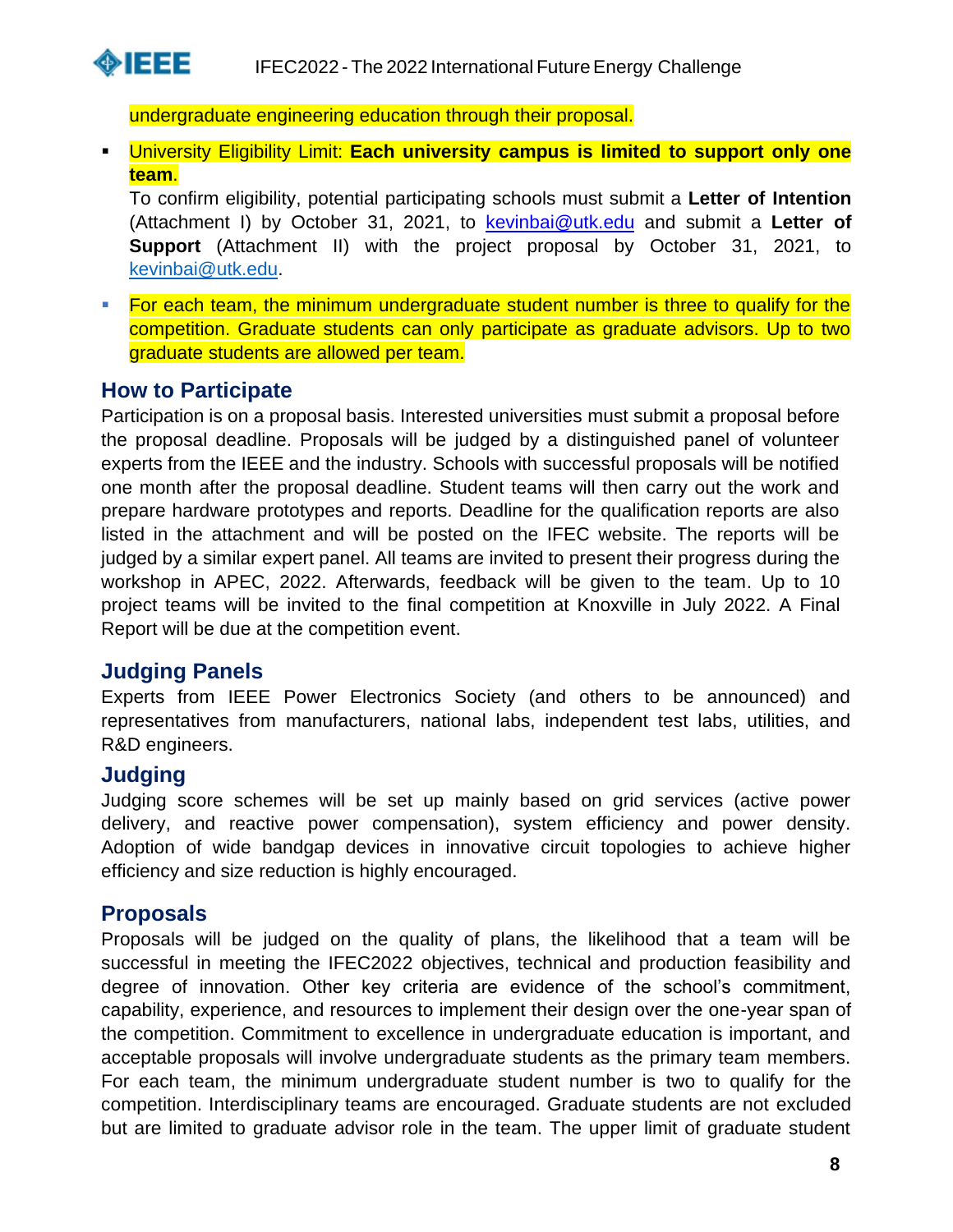undergraduate engineering education through their proposal.

- University Eligibility Limit: **Each university campus is limited to support only one team**.
  To confirm eligibility, potential participating schools must submit a **Letter of Intention** (Attachment I) by October 31, 2021, to kevinbai@utk.edu and submit a **Letter of Support** (Attachment II) with the project proposal by October 31, 2021, to kevinbai@utk.edu.
- For each team, the minimum undergraduate student number is three to qualify for the competition. Graduate students can only participate as graduate advisors. Up to two graduate students are allowed per team.

## How to Participate

Participation is on a proposal basis. Interested universities must submit a proposal before the proposal deadline. Proposals will be judged by a distinguished panel of volunteer experts from the IEEE and the industry. Schools with successful proposals will be notified one month after the proposal deadline. Student teams will then carry out the work and prepare hardware prototypes and reports. Deadline for the qualification reports are also listed in the attachment and will be posted on the IFEC website. The reports will be judged by a similar expert panel. All teams are invited to present their progress during the workshop in APEC, 2022. Afterwards, feedback will be given to the team. Up to 10 project teams will be invited to the final competition at Knoxville in July 2022. A Final Report will be due at the competition event.

## Judging Panels

Experts from IEEE Power Electronics Society (and others to be announced) and representatives from manufacturers, national labs, independent test labs, utilities, and R&D engineers.

## Judging

Judging score schemes will be set up mainly based on grid services (active power delivery, and reactive power compensation), system efficiency and power density. Adoption of wide bandgap devices in innovative circuit topologies to achieve higher efficiency and size reduction is highly encouraged.

## Proposals

Proposals will be judged on the quality of plans, the likelihood that a team will be successful in meeting the IFEC2022 objectives, technical and production feasibility and degree of innovation. Other key criteria are evidence of the school's commitment, capability, experience, and resources to implement their design over the one-year span of the competition. Commitment to excellence in undergraduate education is important, and acceptable proposals will involve undergraduate students as the primary team members. For each team, the minimum undergraduate student number is two to qualify for the competition. Interdisciplinary teams are encouraged. Graduate students are not excluded but are limited to graduate advisor role in the team. The upper limit of graduate student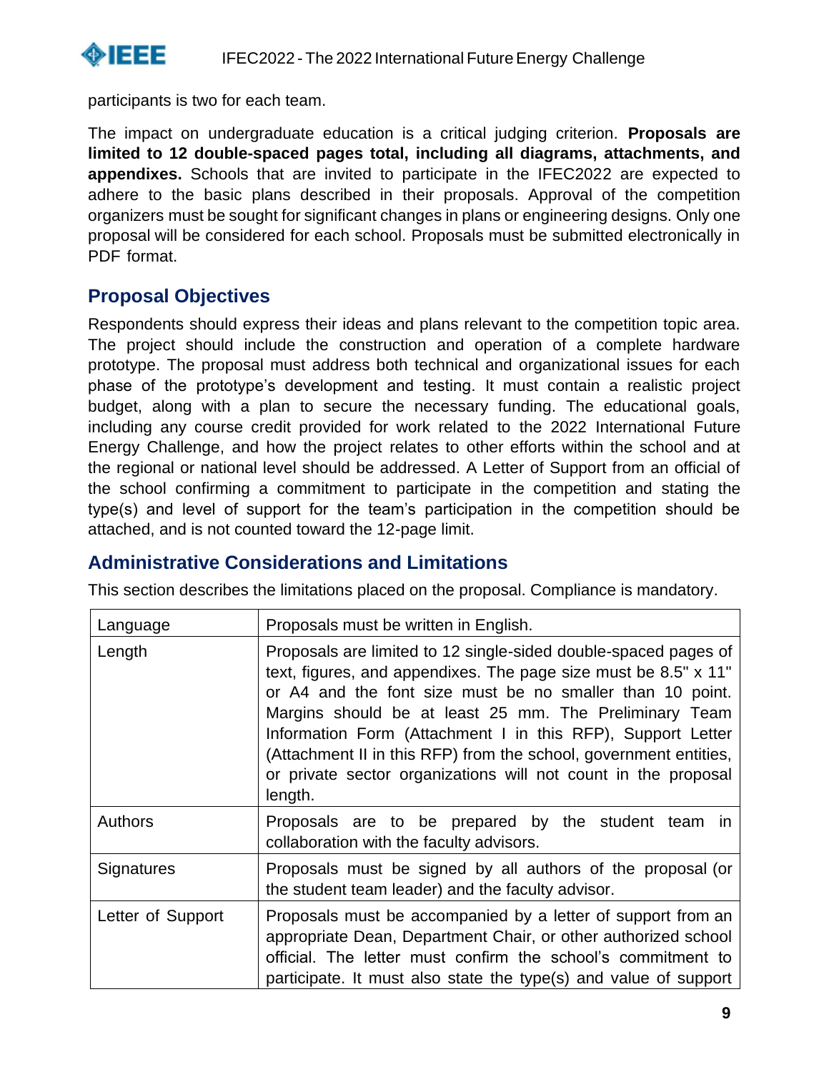participants is two for each team.

The impact on undergraduate education is a critical judging criterion. **Proposals are limited to 12 double-spaced pages total, including all diagrams, attachments, and appendixes.** Schools that are invited to participate in the IFEC2022 are expected to adhere to the basic plans described in their proposals. Approval of the competition organizers must be sought for significant changes in plans or engineering designs. Only one proposal will be considered for each school. Proposals must be submitted electronically in PDF format.

## Proposal Objectives

Respondents should express their ideas and plans relevant to the competition topic area. The project should include the construction and operation of a complete hardware prototype. The proposal must address both technical and organizational issues for each phase of the prototype's development and testing. It must contain a realistic project budget, along with a plan to secure the necessary funding. The educational goals, including any course credit provided for work related to the 2022 International Future Energy Challenge, and how the project relates to other efforts within the school and at the regional or national level should be addressed. A Letter of Support from an official of the school confirming a commitment to participate in the competition and stating the type(s) and level of support for the team's participation in the competition should be attached, and is not counted toward the 12-page limit.

## Administrative Considerations and Limitations

This section describes the limitations placed on the proposal. Compliance is mandatory.

| | |
|---|---|
| Language | Proposals must be written in English. |
| Length | Proposals are limited to 12 single-sided double-spaced pages of text, figures, and appendixes. The page size must be 8.5" x 11" or A4 and the font size must be no smaller than 10 point. Margins should be at least 25 mm. The Preliminary Team Information Form (Attachment I in this RFP), Support Letter (Attachment II in this RFP) from the school, government entities, or private sector organizations will not count in the proposal length. |
| Authors | Proposals are to be prepared by the student team in collaboration with the faculty advisors. |
| Signatures | Proposals must be signed by all authors of the proposal (or the student team leader) and the faculty advisor. |
| Letter of Support | Proposals must be accompanied by a letter of support from an appropriate Dean, Department Chair, or other authorized school official. The letter must confirm the school's commitment to participate. It must also state the type(s) and value of support |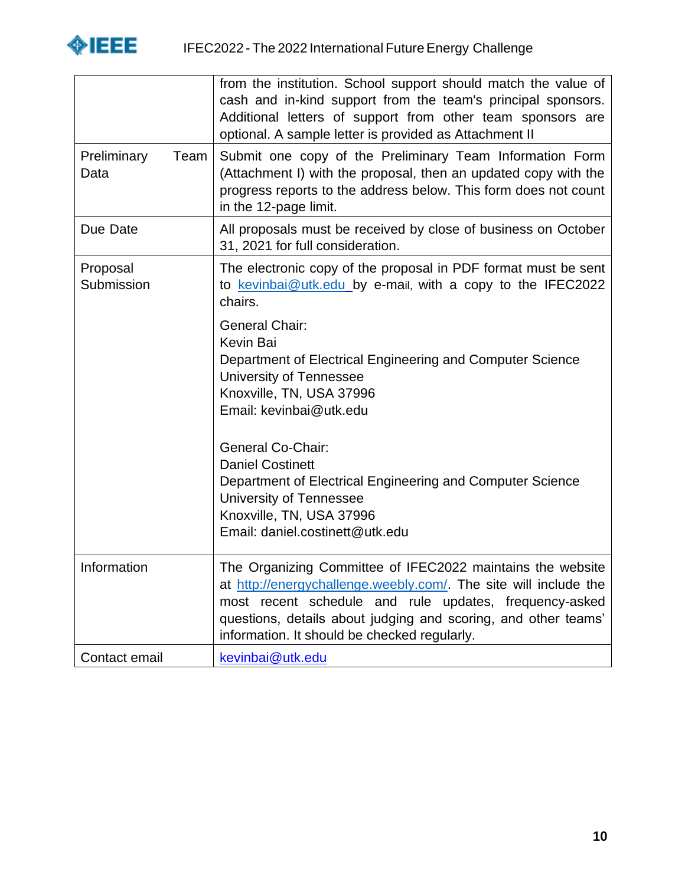| | |
|---|---|
| | from the institution. School support should match the value of cash and in-kind support from the team's principal sponsors. Additional letters of support from other team sponsors are optional. A sample letter is provided as Attachment II |
| Preliminary Team Data | Submit one copy of the Preliminary Team Information Form (Attachment I) with the proposal, then an updated copy with the progress reports to the address below. This form does not count in the 12-page limit. |
| Due Date | All proposals must be received by close of business on October 31, 2021 for full consideration. |
| Proposal Submission | The electronic copy of the proposal in PDF format must be sent to [kevinbai@utk.edu](mailto:kevinbai@utk.edu) by e-mail, with a copy to the IFEC2022 chairs.<br><br>General Chair:<br>Kevin Bai<br>Department of Electrical Engineering and Computer Science<br>University of Tennessee<br>Knoxville, TN, USA 37996<br>Email: kevinbai@utk.edu<br><br>General Co-Chair:<br>Daniel Costinett<br>Department of Electrical Engineering and Computer Science<br>University of Tennessee<br>Knoxville, TN, USA 37996<br>Email: daniel.costinett@utk.edu |
| Information | The Organizing Committee of IFEC2022 maintains the website at [http://energychallenge.weebly.com/](http://energychallenge.weebly.com/). The site will include the most recent schedule and rule updates, frequency-asked questions, details about judging and scoring, and other teams' information. It should be checked regularly. |
| Contact email | [kevinbai@utk.edu](mailto:kevinbai@utk.edu) |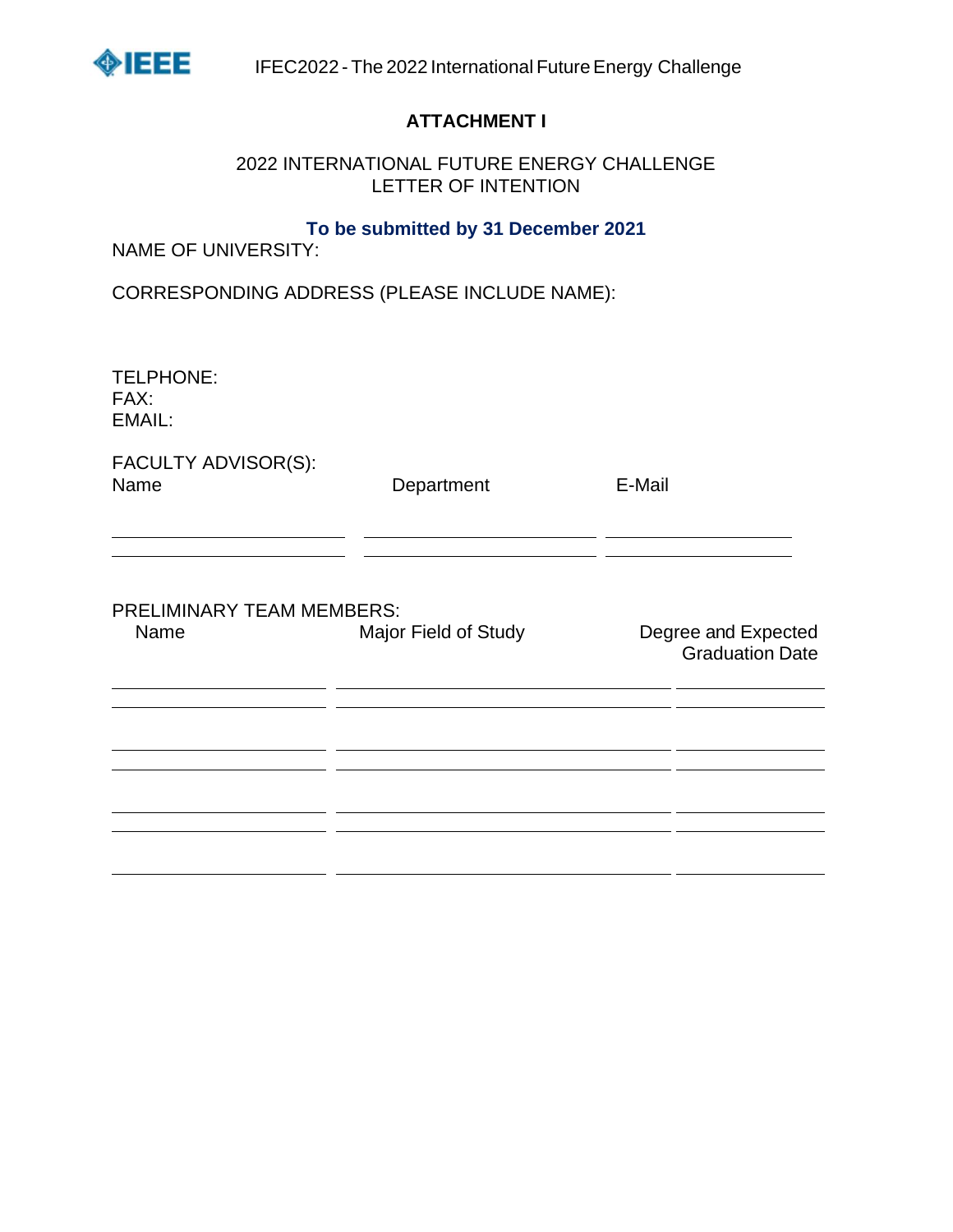# ATTACHMENT I

## 2022 INTERNATIONAL FUTURE ENERGY CHALLENGE
## LETTER OF INTENTION

**To be submitted by 31 December 2021**

NAME OF UNIVERSITY:

CORRESPONDING ADDRESS (PLEASE INCLUDE NAME):

TELPHONE:
FAX:
EMAIL:

FACULTY ADVISOR(S):

| Name | Department | E-Mail |
|---|---|---|
| | | |
| | | |

PRELIMINARY TEAM MEMBERS:

| Name | Major Field of Study | Degree and Expected Graduation Date |
|---|---|---|
| | | |
| | | |
| | | |
| | | |
| | | |
| | | |
| | | |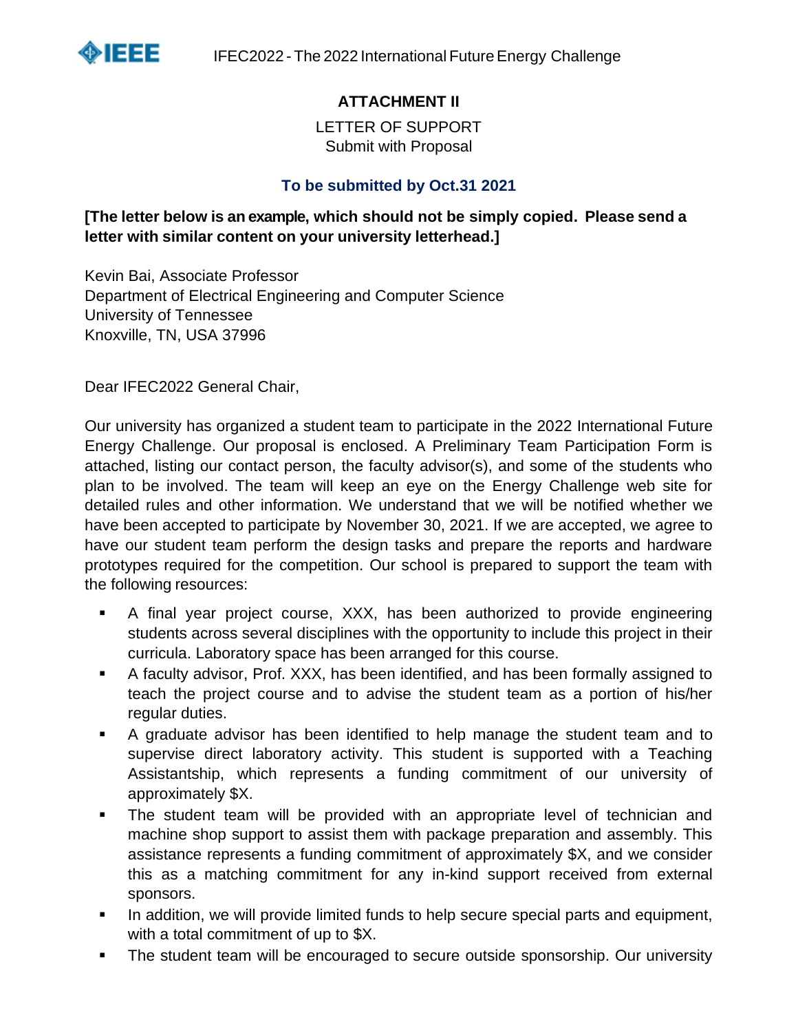## ATTACHMENT II

LETTER OF SUPPORT
Submit with Proposal

**To be submitted by Oct.31 2021**

**[The letter below is an example, which should not be simply copied. Please send a letter with similar content on your university letterhead.]**

Kevin Bai, Associate Professor
Department of Electrical Engineering and Computer Science
University of Tennessee
Knoxville, TN, USA 37996

Dear IFEC2022 General Chair,

Our university has organized a student team to participate in the 2022 International Future Energy Challenge. Our proposal is enclosed. A Preliminary Team Participation Form is attached, listing our contact person, the faculty advisor(s), and some of the students who plan to be involved. The team will keep an eye on the Energy Challenge web site for detailed rules and other information. We understand that we will be notified whether we have been accepted to participate by November 30, 2021. If we are accepted, we agree to have our student team perform the design tasks and prepare the reports and hardware prototypes required for the competition. Our school is prepared to support the team with the following resources:

- A final year project course, XXX, has been authorized to provide engineering students across several disciplines with the opportunity to include this project in their curricula. Laboratory space has been arranged for this course.
- A faculty advisor, Prof. XXX, has been identified, and has been formally assigned to teach the project course and to advise the student team as a portion of his/her regular duties.
- A graduate advisor has been identified to help manage the student team and to supervise direct laboratory activity. This student is supported with a Teaching Assistantship, which represents a funding commitment of our university of approximately $X.
- The student team will be provided with an appropriate level of technician and machine shop support to assist them with package preparation and assembly. This assistance represents a funding commitment of approximately $X, and we consider this as a matching commitment for any in-kind support received from external sponsors.
- In addition, we will provide limited funds to help secure special parts and equipment, with a total commitment of up to $X.
- The student team will be encouraged to secure outside sponsorship. Our university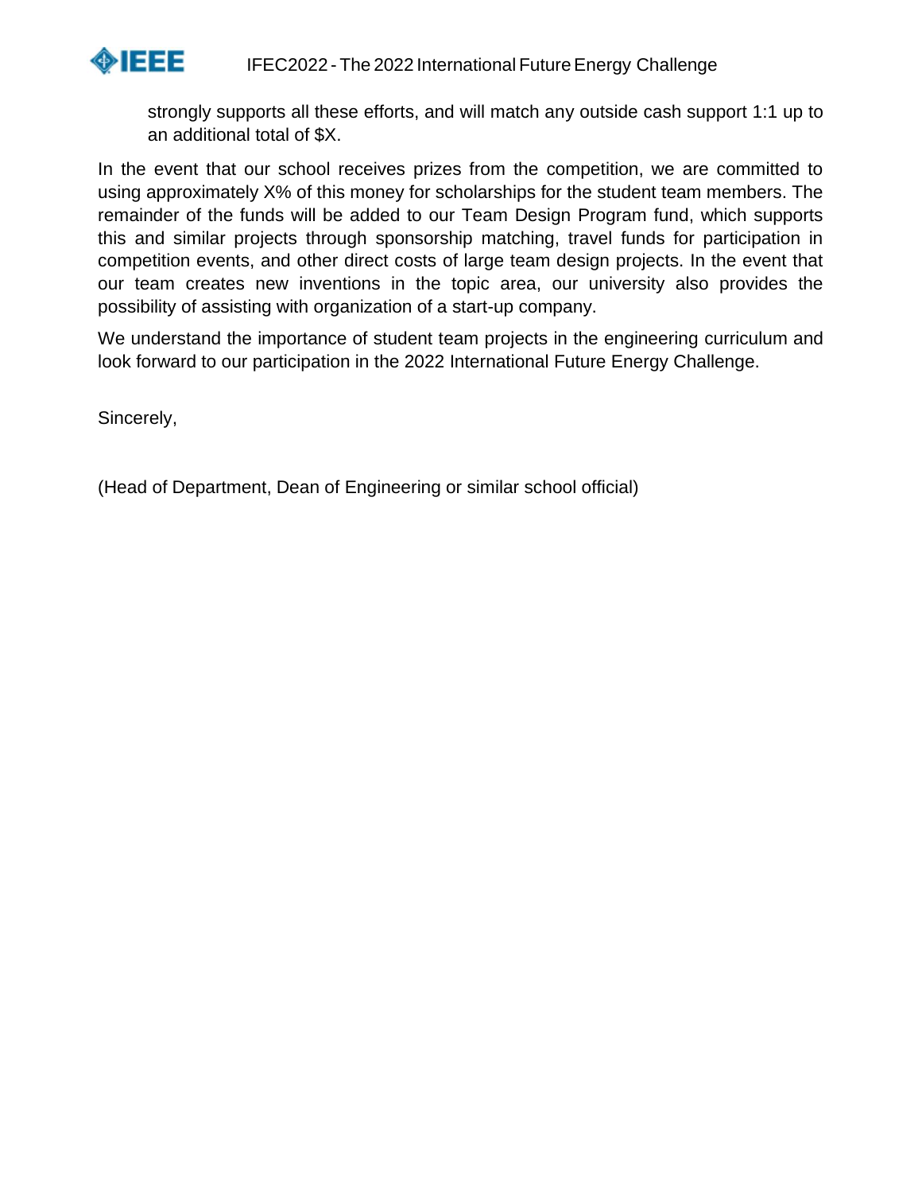strongly supports all these efforts, and will match any outside cash support 1:1 up to an additional total of $X.

In the event that our school receives prizes from the competition, we are committed to using approximately X% of this money for scholarships for the student team members. The remainder of the funds will be added to our Team Design Program fund, which supports this and similar projects through sponsorship matching, travel funds for participation in competition events, and other direct costs of large team design projects. In the event that our team creates new inventions in the topic area, our university also provides the possibility of assisting with organization of a start-up company.

We understand the importance of student team projects in the engineering curriculum and look forward to our participation in the 2022 International Future Energy Challenge.

Sincerely,

(Head of Department, Dean of Engineering or similar school official)